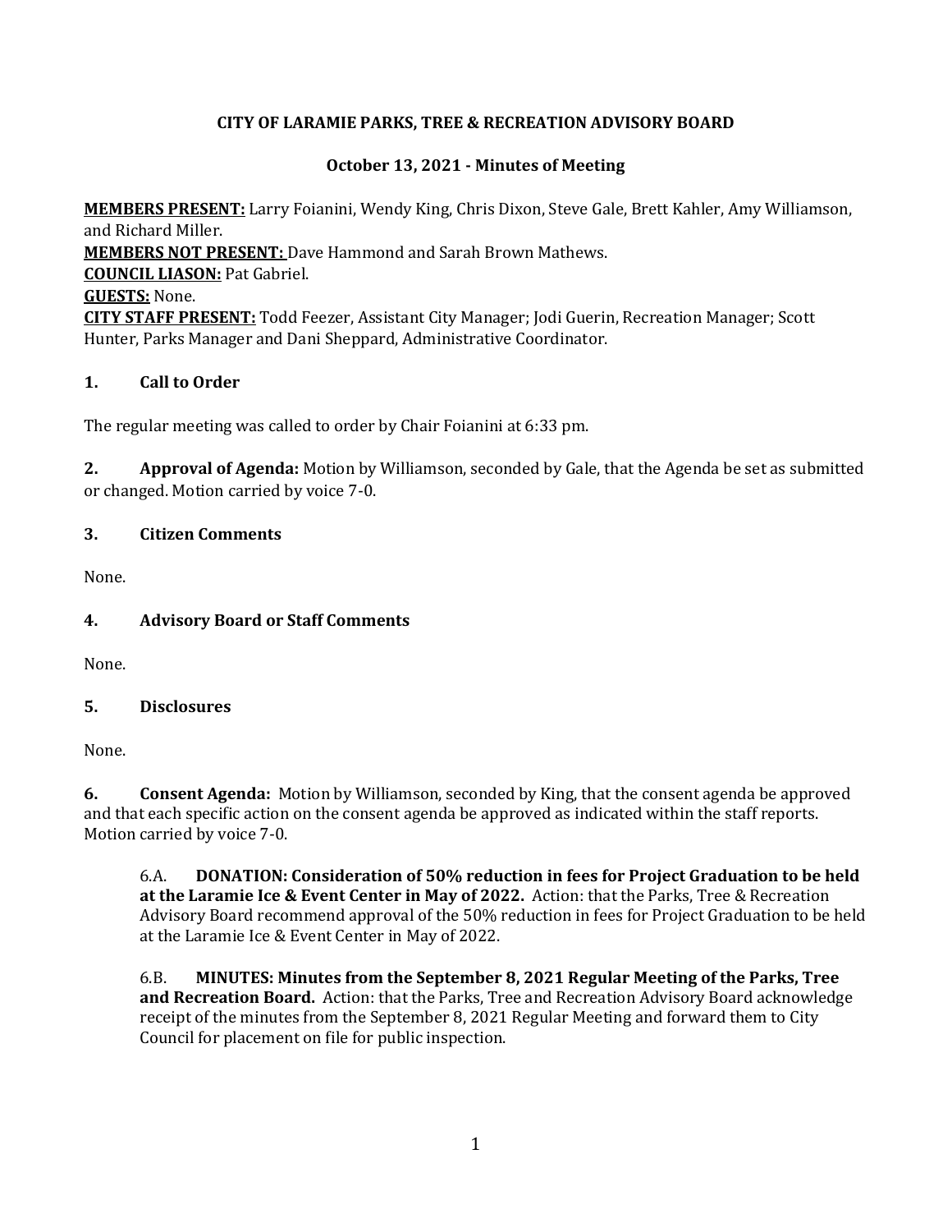**CITY OF LARAMIE PARKS, TREE & RECREATION ADVISORY BOARD**

**October 13, 2021 - Minutes of Meeting**

**MEMBERS PRESENT:** Larry Foianini, Wendy King, Chris Dixon, Steve Gale, Brett Kahler, Amy Williamson, and Richard Miller.
**MEMBERS NOT PRESENT:** Dave Hammond and Sarah Brown Mathews.
**COUNCIL LIASON:** Pat Gabriel.
**GUESTS:** None.
**CITY STAFF PRESENT:** Todd Feezer, Assistant City Manager; Jodi Guerin, Recreation Manager; Scott Hunter, Parks Manager and Dani Sheppard, Administrative Coordinator.

## 1. Call to Order

The regular meeting was called to order by Chair Foianini at 6:33 pm.

**2. Approval of Agenda:** Motion by Williamson, seconded by Gale, that the Agenda be set as submitted or changed. Motion carried by voice 7-0.

## 3. Citizen Comments

None.

## 4. Advisory Board or Staff Comments

None.

## 5. Disclosures

None.

**6. Consent Agenda:** Motion by Williamson, seconded by King, that the consent agenda be approved and that each specific action on the consent agenda be approved as indicated within the staff reports. Motion carried by voice 7-0.

6.A. **DONATION: Consideration of 50% reduction in fees for Project Graduation to be held at the Laramie Ice & Event Center in May of 2022.** Action: that the Parks, Tree & Recreation Advisory Board recommend approval of the 50% reduction in fees for Project Graduation to be held at the Laramie Ice & Event Center in May of 2022.

6.B. **MINUTES: Minutes from the September 8, 2021 Regular Meeting of the Parks, Tree and Recreation Board.** Action: that the Parks, Tree and Recreation Advisory Board acknowledge receipt of the minutes from the September 8, 2021 Regular Meeting and forward them to City Council for placement on file for public inspection.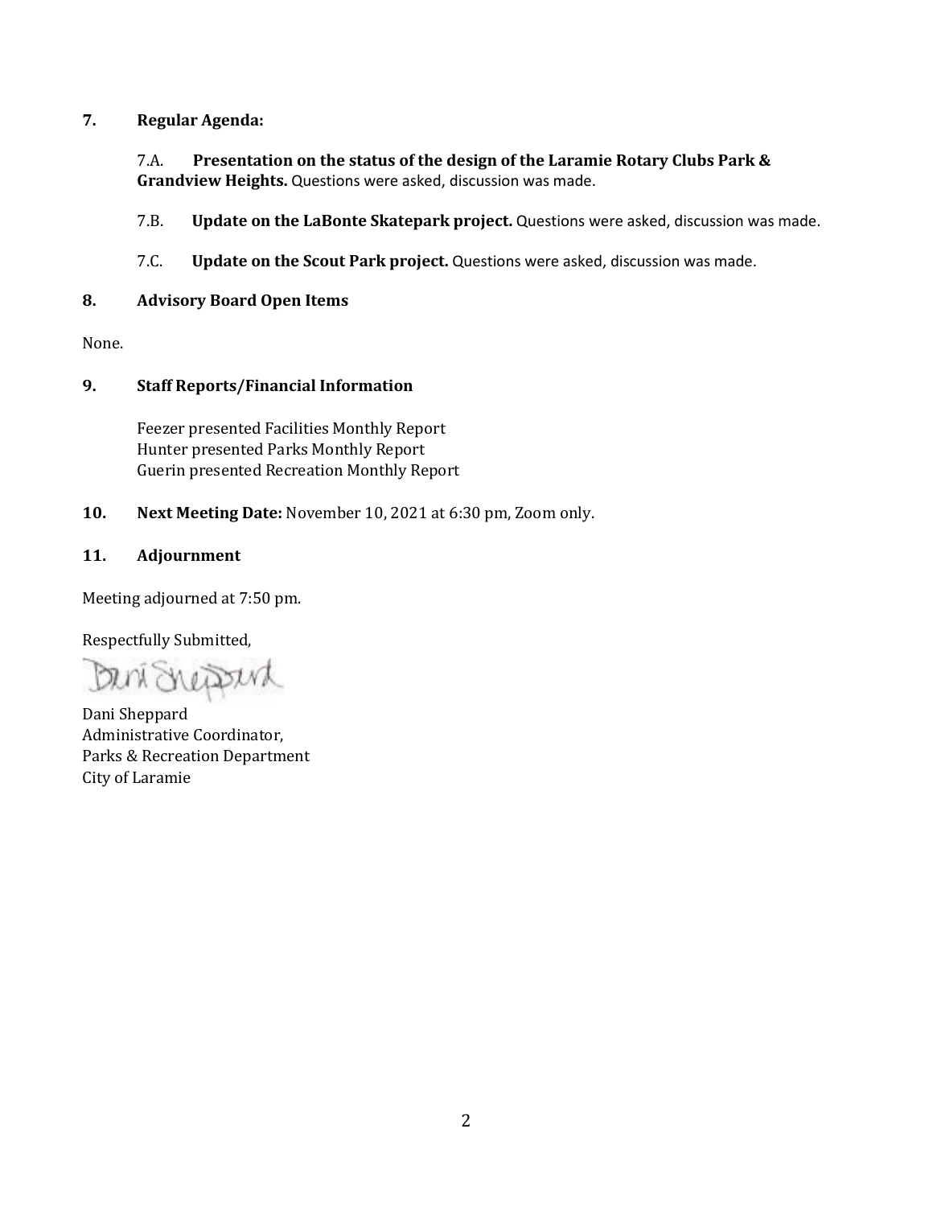**7. Regular Agenda:**

7.A. **Presentation on the status of the design of the Laramie Rotary Clubs Park & Grandview Heights.** Questions were asked, discussion was made.

7.B. **Update on the LaBonte Skatepark project.** Questions were asked, discussion was made.

7.C. **Update on the Scout Park project.** Questions were asked, discussion was made.

**8. Advisory Board Open Items**

None.

**9. Staff Reports/Financial Information**

Feezer presented Facilities Monthly Report
Hunter presented Parks Monthly Report
Guerin presented Recreation Monthly Report

**10. Next Meeting Date:** November 10, 2021 at 6:30 pm, Zoom only.

**11. Adjournment**

Meeting adjourned at 7:50 pm.

Respectfully Submitted,

Dani Sheppard
Administrative Coordinator,
Parks & Recreation Department
City of Laramie